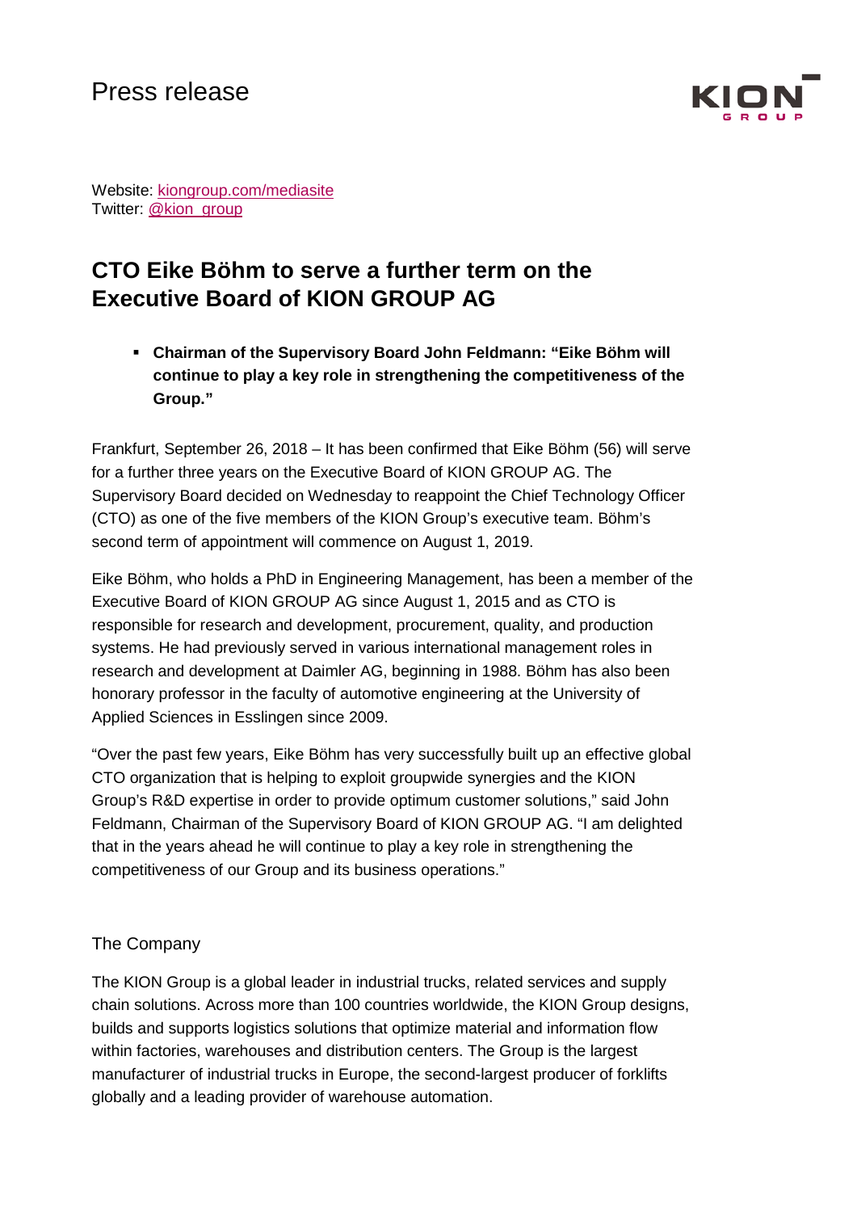Press release

Website: [kiongroup.com/mediasite](kiongroup.com/mediasite)
Twitter: [@kion_group](@kion_group)

# CTO Eike Böhm to serve a further term on the Executive Board of KION GROUP AG

- **Chairman of the Supervisory Board John Feldmann: "Eike Böhm will continue to play a key role in strengthening the competitiveness of the Group."**

Frankfurt, September 26, 2018 – It has been confirmed that Eike Böhm (56) will serve for a further three years on the Executive Board of KION GROUP AG. The Supervisory Board decided on Wednesday to reappoint the Chief Technology Officer (CTO) as one of the five members of the KION Group's executive team. Böhm's second term of appointment will commence on August 1, 2019.

Eike Böhm, who holds a PhD in Engineering Management, has been a member of the Executive Board of KION GROUP AG since August 1, 2015 and as CTO is responsible for research and development, procurement, quality, and production systems. He had previously served in various international management roles in research and development at Daimler AG, beginning in 1988. Böhm has also been honorary professor in the faculty of automotive engineering at the University of Applied Sciences in Esslingen since 2009.

"Over the past few years, Eike Böhm has very successfully built up an effective global CTO organization that is helping to exploit groupwide synergies and the KION Group's R&D expertise in order to provide optimum customer solutions," said John Feldmann, Chairman of the Supervisory Board of KION GROUP AG. "I am delighted that in the years ahead he will continue to play a key role in strengthening the competitiveness of our Group and its business operations."

## The Company

The KION Group is a global leader in industrial trucks, related services and supply chain solutions. Across more than 100 countries worldwide, the KION Group designs, builds and supports logistics solutions that optimize material and information flow within factories, warehouses and distribution centers. The Group is the largest manufacturer of industrial trucks in Europe, the second-largest producer of forklifts globally and a leading provider of warehouse automation.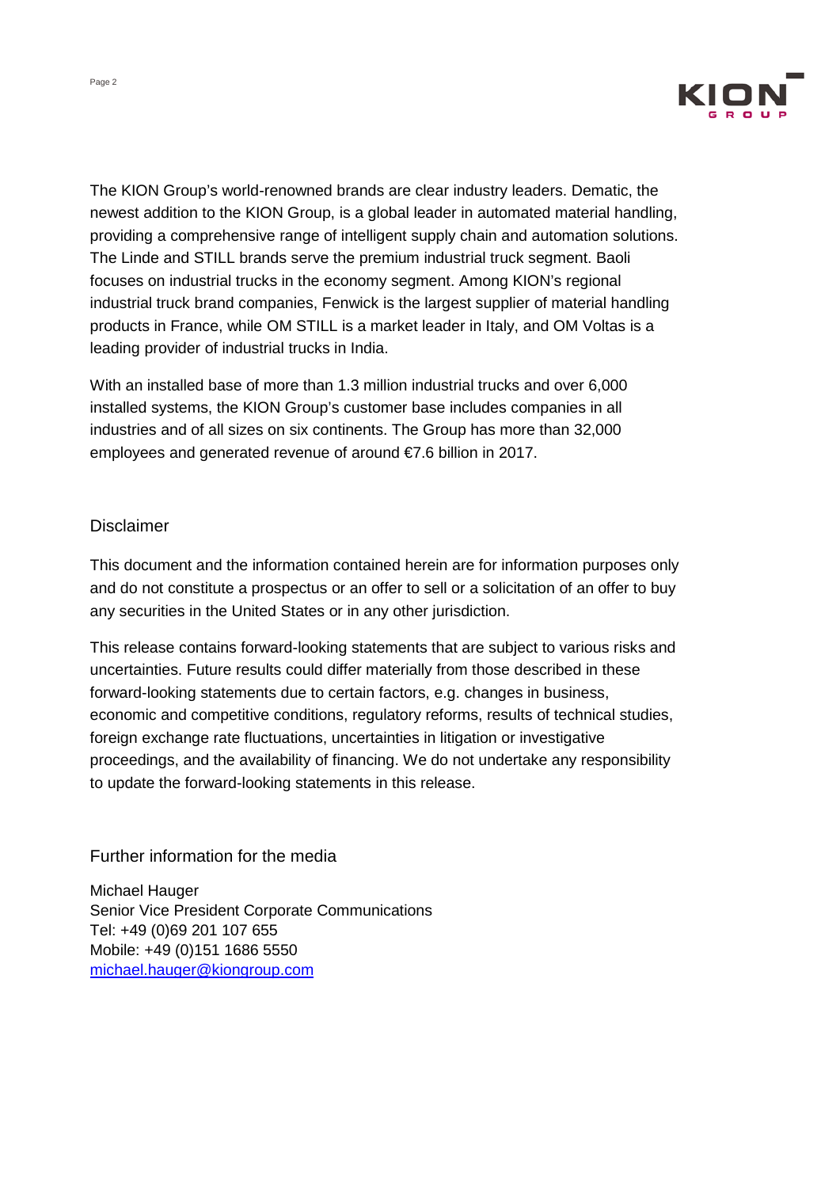The KION Group's world-renowned brands are clear industry leaders. Dematic, the newest addition to the KION Group, is a global leader in automated material handling, providing a comprehensive range of intelligent supply chain and automation solutions. The Linde and STILL brands serve the premium industrial truck segment. Baoli focuses on industrial trucks in the economy segment. Among KION's regional industrial truck brand companies, Fenwick is the largest supplier of material handling products in France, while OM STILL is a market leader in Italy, and OM Voltas is a leading provider of industrial trucks in India.

With an installed base of more than 1.3 million industrial trucks and over 6,000 installed systems, the KION Group's customer base includes companies in all industries and of all sizes on six continents. The Group has more than 32,000 employees and generated revenue of around €7.6 billion in 2017.

## Disclaimer

This document and the information contained herein are for information purposes only and do not constitute a prospectus or an offer to sell or a solicitation of an offer to buy any securities in the United States or in any other jurisdiction.

This release contains forward-looking statements that are subject to various risks and uncertainties. Future results could differ materially from those described in these forward-looking statements due to certain factors, e.g. changes in business, economic and competitive conditions, regulatory reforms, results of technical studies, foreign exchange rate fluctuations, uncertainties in litigation or investigative proceedings, and the availability of financing. We do not undertake any responsibility to update the forward-looking statements in this release.

## Further information for the media

Michael Hauger  
Senior Vice President Corporate Communications  
Tel: +49 (0)69 201 107 655  
Mobile: +49 (0)151 1686 5550  
michael.hauger@kiongroup.com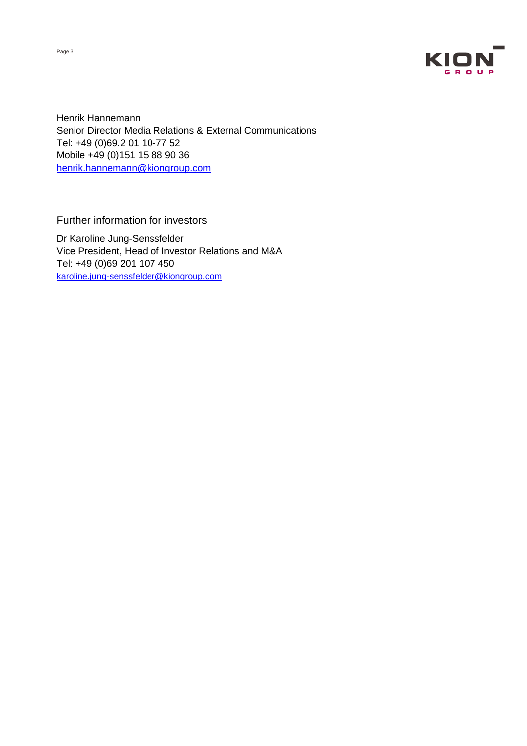Henrik Hannemann
Senior Director Media Relations & External Communications
Tel: +49 (0)69.2 01 10-77 52
Mobile +49 (0)151 15 88 90 36
henrik.hannemann@kiongroup.com

## Further information for investors

Dr Karoline Jung-Senssfelder
Vice President, Head of Investor Relations and M&A
Tel: +49 (0)69 201 107 450
karoline.jung-senssfelder@kiongroup.com